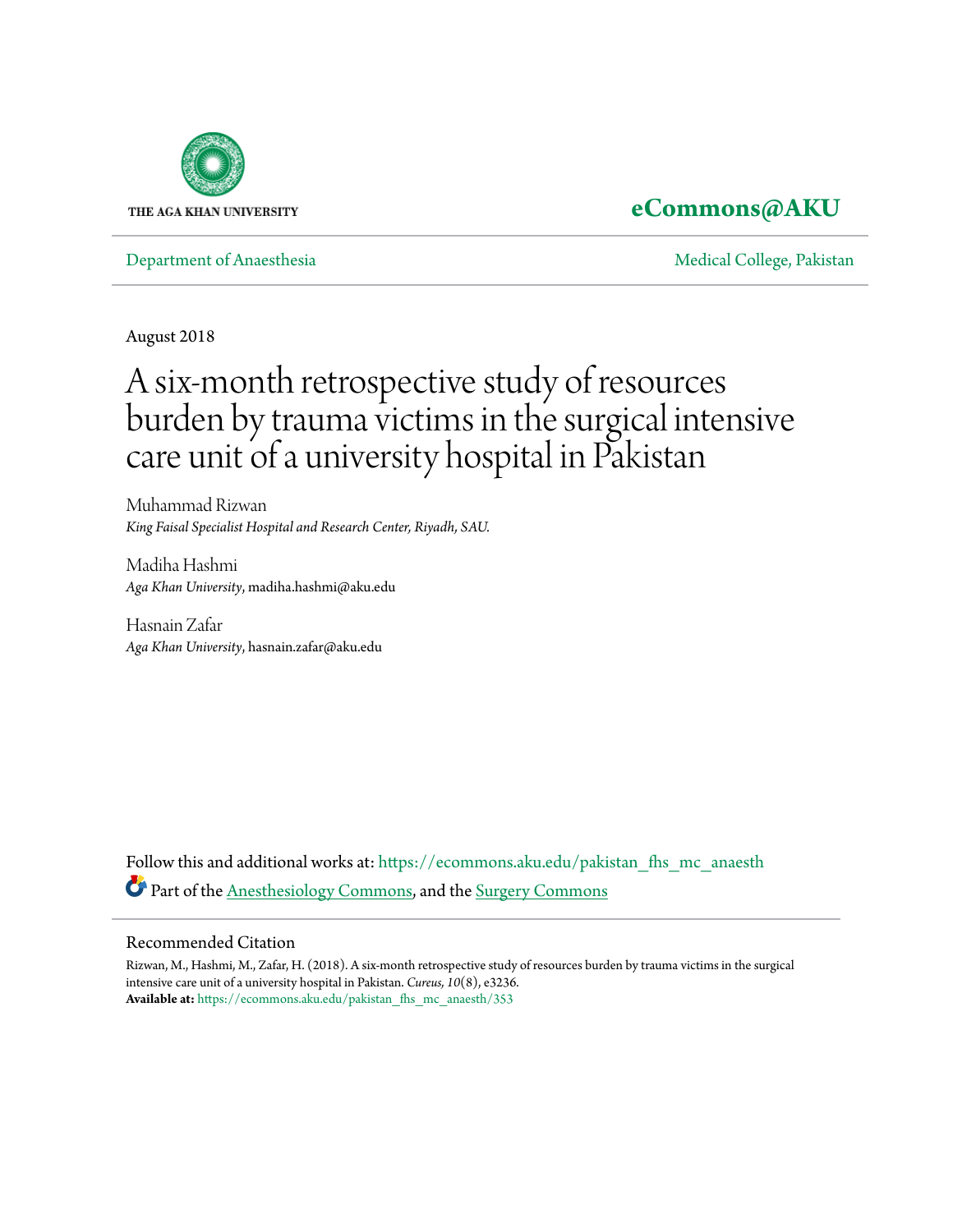THE AGA KHAN UNIVERSITY

**eCommons@AKU**

Department of Anaesthesia | Medical College, Pakistan

August 2018

# A six-month retrospective study of resources burden by trauma victims in the surgical intensive care unit of a university hospital in Pakistan

Muhammad Rizwan
*King Faisal Specialist Hospital and Research Center, Riyadh, SAU.*

Madiha Hashmi
*Aga Khan University*, madiha.hashmi@aku.edu

Hasnain Zafar
*Aga Khan University*, hasnain.zafar@aku.edu

Follow this and additional works at: https://ecommons.aku.edu/pakistan_fhs_mc_anaesth

Part of the Anesthesiology Commons, and the Surgery Commons

## Recommended Citation

Rizwan, M., Hashmi, M., Zafar, H. (2018). A six-month retrospective study of resources burden by trauma victims in the surgical intensive care unit of a university hospital in Pakistan. *Cureus, 10*(8), e3236.

**Available at:** https://ecommons.aku.edu/pakistan_fhs_mc_anaesth/353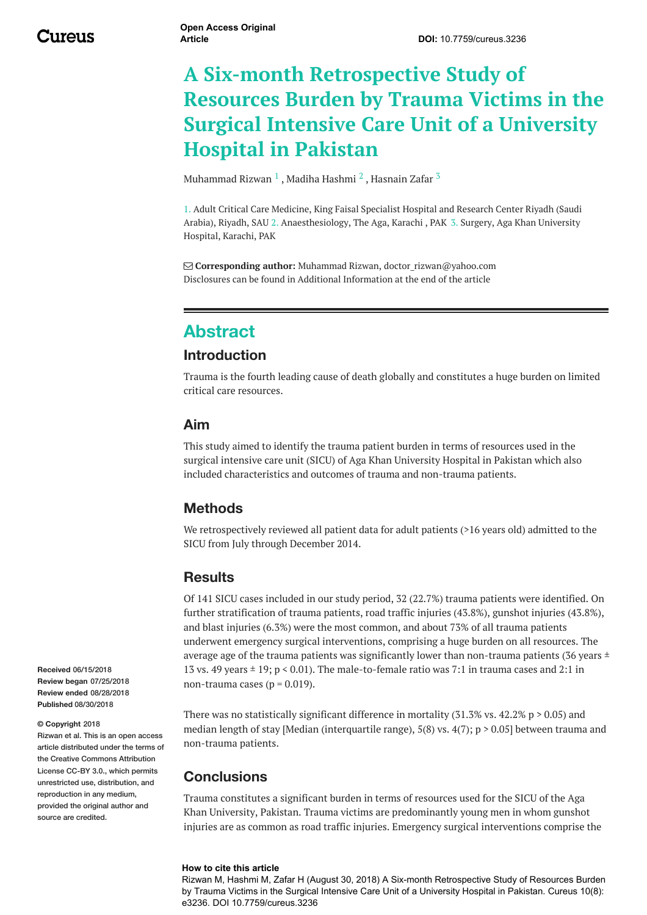Open Access Original Article

**DOI:** 10.7759/cureus.3236

# A Six-month Retrospective Study of Resources Burden by Trauma Victims in the Surgical Intensive Care Unit of a University Hospital in Pakistan

Muhammad Rizwan [1] , Madiha Hashmi [2] , Hasnain Zafar [3]

1. Adult Critical Care Medicine, King Faisal Specialist Hospital and Research Center Riyadh (Saudi Arabia), Riyadh, SAU 2. Anaesthesiology, The Aga, Karachi , PAK 3. Surgery, Aga Khan University Hospital, Karachi, PAK

**Corresponding author:** Muhammad Rizwan, doctor_rizwan@yahoo.com
Disclosures can be found in Additional Information at the end of the article

## Abstract

### Introduction

Trauma is the fourth leading cause of death globally and constitutes a huge burden on limited critical care resources.

### Aim

This study aimed to identify the trauma patient burden in terms of resources used in the surgical intensive care unit (SICU) of Aga Khan University Hospital in Pakistan which also included characteristics and outcomes of trauma and non-trauma patients.

### Methods

We retrospectively reviewed all patient data for adult patients (>16 years old) admitted to the SICU from July through December 2014.

### Results

Of 141 SICU cases included in our study period, 32 (22.7%) trauma patients were identified. On further stratification of trauma patients, road traffic injuries (43.8%), gunshot injuries (43.8%), and blast injuries (6.3%) were the most common, and about 73% of all trauma patients underwent emergency surgical interventions, comprising a huge burden on all resources. The average age of the trauma patients was significantly lower than non-trauma patients (36 years ± 13 vs. 49 years ± 19; $p < 0.01$). The male-to-female ratio was 7:1 in trauma cases and 2:1 in non-trauma cases ($p = 0.019$).

There was no statistically significant difference in mortality (31.3% vs. 42.2% $p > 0.05$) and median length of stay [Median (interquartile range), 5(8) vs. 4(7); $p > 0.05$] between trauma and non-trauma patients.

### Conclusions

Trauma constitutes a significant burden in terms of resources used for the SICU of the Aga Khan University, Pakistan. Trauma victims are predominantly young men in whom gunshot injuries are as common as road traffic injuries. Emergency surgical interventions comprise the

**Received** 06/15/2018
**Review began** 07/25/2018
**Review ended** 08/28/2018
**Published** 08/30/2018

**© Copyright** 2018
Rizwan et al. This is an open access article distributed under the terms of the Creative Commons Attribution License CC-BY 3.0., which permits unrestricted use, distribution, and reproduction in any medium, provided the original author and source are credited.

**How to cite this article**
Rizwan M, Hashmi M, Zafar H (August 30, 2018) A Six-month Retrospective Study of Resources Burden by Trauma Victims in the Surgical Intensive Care Unit of a University Hospital in Pakistan. Cureus 10(8): e3236. DOI 10.7759/cureus.3236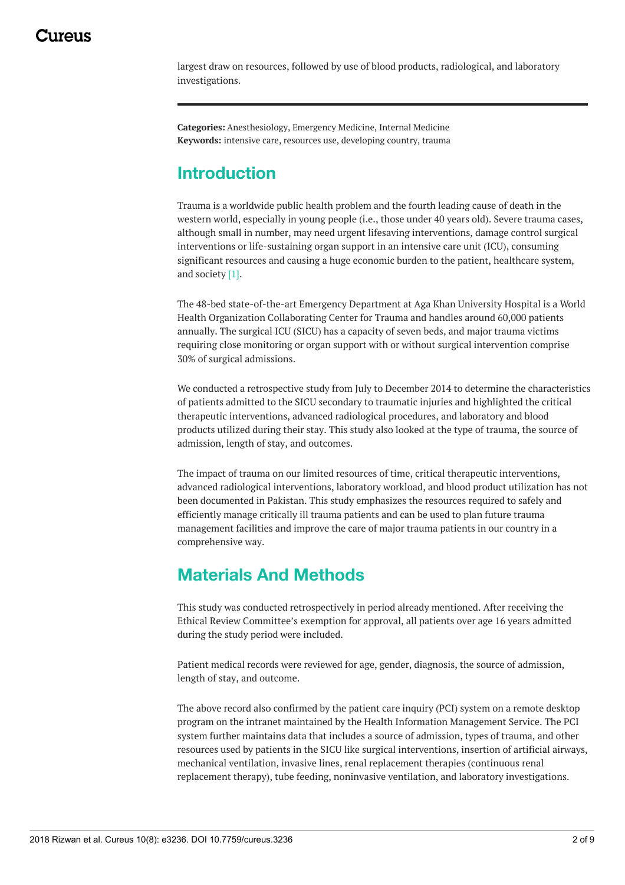largest draw on resources, followed by use of blood products, radiological, and laboratory investigations.

**Categories:** Anesthesiology, Emergency Medicine, Internal Medicine
**Keywords:** intensive care, resources use, developing country, trauma

## Introduction

Trauma is a worldwide public health problem and the fourth leading cause of death in the western world, especially in young people (i.e., those under 40 years old). Severe trauma cases, although small in number, may need urgent lifesaving interventions, damage control surgical interventions or life-sustaining organ support in an intensive care unit (ICU), consuming significant resources and causing a huge economic burden to the patient, healthcare system, and society [1].

The 48-bed state-of-the-art Emergency Department at Aga Khan University Hospital is a World Health Organization Collaborating Center for Trauma and handles around 60,000 patients annually. The surgical ICU (SICU) has a capacity of seven beds, and major trauma victims requiring close monitoring or organ support with or without surgical intervention comprise 30% of surgical admissions.

We conducted a retrospective study from July to December 2014 to determine the characteristics of patients admitted to the SICU secondary to traumatic injuries and highlighted the critical therapeutic interventions, advanced radiological procedures, and laboratory and blood products utilized during their stay. This study also looked at the type of trauma, the source of admission, length of stay, and outcomes.

The impact of trauma on our limited resources of time, critical therapeutic interventions, advanced radiological interventions, laboratory workload, and blood product utilization has not been documented in Pakistan. This study emphasizes the resources required to safely and efficiently manage critically ill trauma patients and can be used to plan future trauma management facilities and improve the care of major trauma patients in our country in a comprehensive way.

## Materials And Methods

This study was conducted retrospectively in period already mentioned. After receiving the Ethical Review Committee's exemption for approval, all patients over age 16 years admitted during the study period were included.

Patient medical records were reviewed for age, gender, diagnosis, the source of admission, length of stay, and outcome.

The above record also confirmed by the patient care inquiry (PCI) system on a remote desktop program on the intranet maintained by the Health Information Management Service. The PCI system further maintains data that includes a source of admission, types of trauma, and other resources used by patients in the SICU like surgical interventions, insertion of artificial airways, mechanical ventilation, invasive lines, renal replacement therapies (continuous renal replacement therapy), tube feeding, noninvasive ventilation, and laboratory investigations.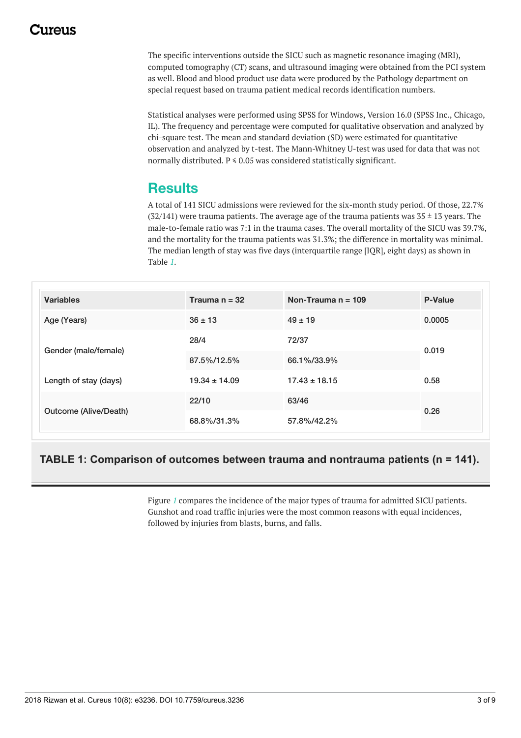The specific interventions outside the SICU such as magnetic resonance imaging (MRI), computed tomography (CT) scans, and ultrasound imaging were obtained from the PCI system as well. Blood and blood product use data were produced by the Pathology department on special request based on trauma patient medical records identification numbers.

Statistical analyses were performed using SPSS for Windows, Version 16.0 (SPSS Inc., Chicago, IL). The frequency and percentage were computed for qualitative observation and analyzed by chi-square test. The mean and standard deviation (SD) were estimated for quantitative observation and analyzed by t-test. The Mann-Whitney U-test was used for data that was not normally distributed. $P \leq 0.05$ was considered statistically significant.

## Results

A total of 141 SICU admissions were reviewed for the six-month study period. Of those, 22.7% (32/141) were trauma patients. The average age of the trauma patients was 35 ± 13 years. The male-to-female ratio was 7:1 in the trauma cases. The overall mortality of the SICU was 39.7%, and the mortality for the trauma patients was 31.3%; the difference in mortality was minimal. The median length of stay was five days (interquartile range [IQR], eight days) as shown in Table 1.

| Variables | Trauma n = 32 | Non-Trauma n = 109 | P-Value |
|---|---|---|---|
| Age (Years) | 36 ± 13 | 49 ± 19 | 0.0005 |
| Gender (male/female) | 28/4 | 72/37 | 0.019 |
| | 87.5%/12.5% | 66.1%/33.9% | |
| Length of stay (days) | 19.34 ± 14.09 | 17.43 ± 18.15 | 0.58 |
| Outcome (Alive/Death) | 22/10 | 63/46 | 0.26 |
| | 68.8%/31.3% | 57.8%/42.2% | |

**TABLE 1: Comparison of outcomes between trauma and nontrauma patients (n = 141).**

Figure 1 compares the incidence of the major types of trauma for admitted SICU patients. Gunshot and road traffic injuries were the most common reasons with equal incidences, followed by injuries from blasts, burns, and falls.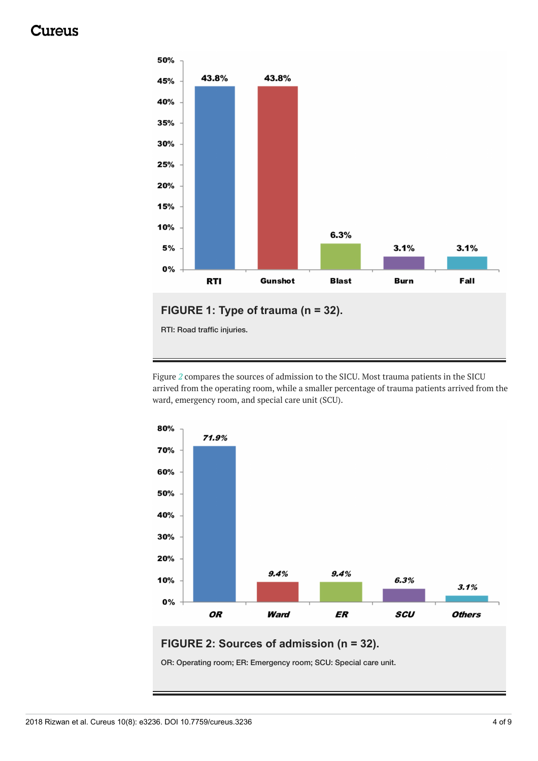FIGURE 1: Type of trauma (n = 32).

RTI: Road traffic injuries.

Figure 2 compares the sources of admission to the SICU. Most trauma patients in the SICU arrived from the operating room, while a smaller percentage of trauma patients arrived from the ward, emergency room, and special care unit (SCU).

FIGURE 2: Sources of admission (n = 32).

OR: Operating room; ER: Emergency room; SCU: Special care unit.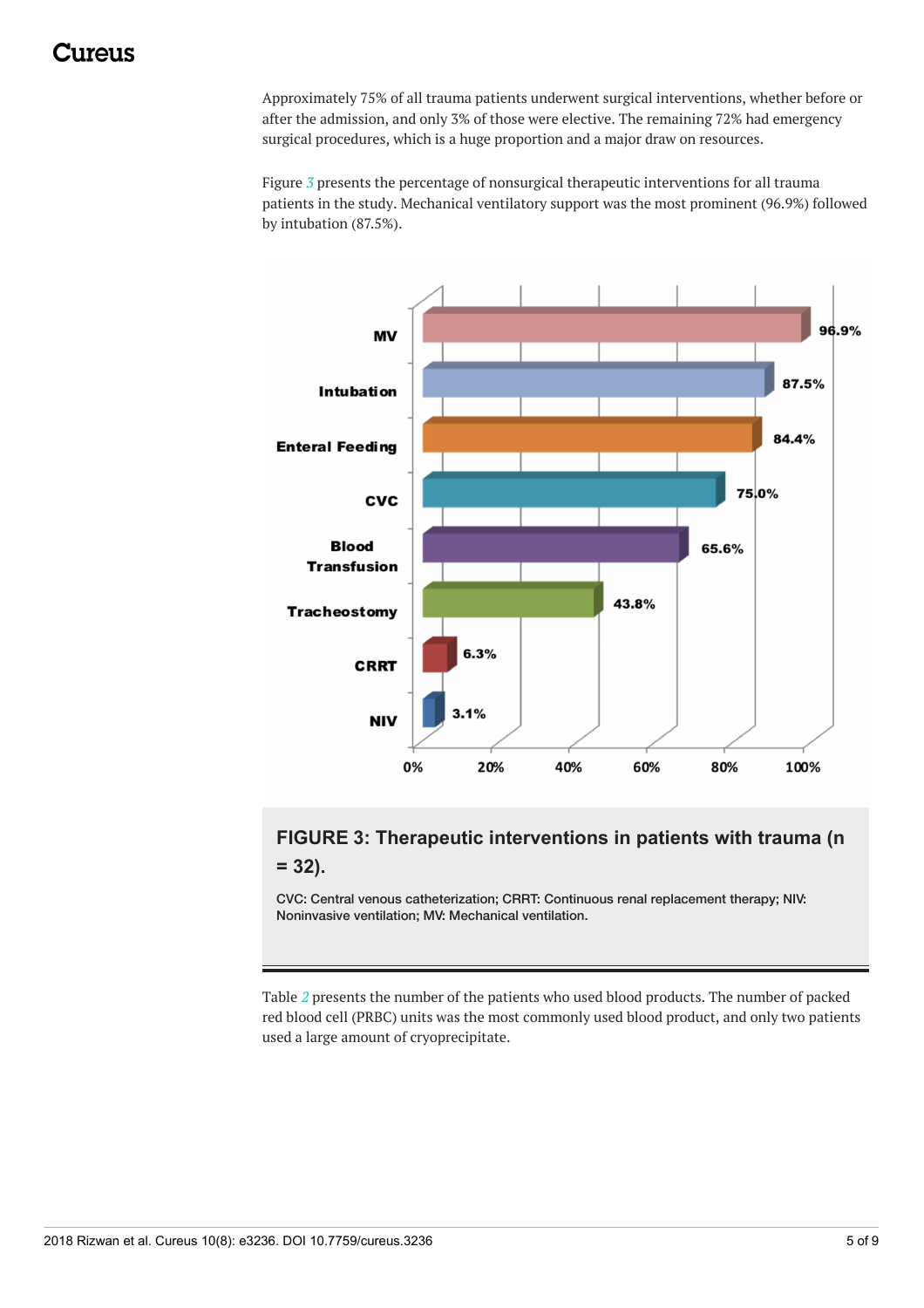Approximately 75% of all trauma patients underwent surgical interventions, whether before or after the admission, and only 3% of those were elective. The remaining 72% had emergency surgical procedures, which is a huge proportion and a major draw on resources.

Figure *3* presents the percentage of nonsurgical therapeutic interventions for all trauma patients in the study. Mechanical ventilatory support was the most prominent (96.9%) followed by intubation (87.5%).

**FIGURE 3: Therapeutic interventions in patients with trauma (n = 32).**

CVC: Central venous catheterization; CRRT: Continuous renal replacement therapy; NIV: Noninvasive ventilation; MV: Mechanical ventilation.

Table *2* presents the number of the patients who used blood products. The number of packed red blood cell (PRBC) units was the most commonly used blood product, and only two patients used a large amount of cryoprecipitate.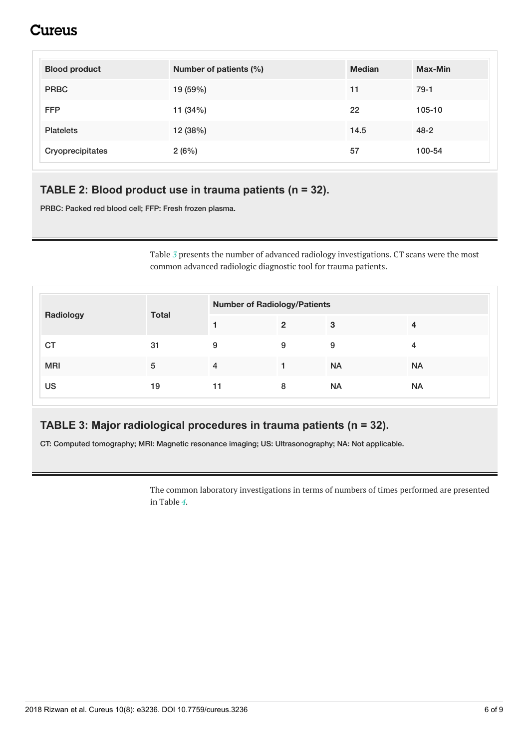| Blood product | Number of patients (%) | Median | Max-Min |
| --- | --- | --- | --- |
| PRBC | 19 (59%) | 11 | 79-1 |
| FFP | 11 (34%) | 22 | 105-10 |
| Platelets | 12 (38%) | 14.5 | 48-2 |
| Cryoprecipitates | 2 (6%) | 57 | 100-54 |

**TABLE 2: Blood product use in trauma patients (n = 32).**

PRBC: Packed red blood cell; FFP: Fresh frozen plasma.

Table 3 presents the number of advanced radiology investigations. CT scans were the most common advanced radiologic diagnostic tool for trauma patients.

| Radiology | Total | Number of Radiology/Patients | | | |
| --- | --- | --- | --- | --- | --- |
| | | 1 | 2 | 3 | 4 |
| CT | 31 | 9 | 9 | 9 | 4 |
| MRI | 5 | 4 | 1 | NA | NA |
| US | 19 | 11 | 8 | NA | NA |

**TABLE 3: Major radiological procedures in trauma patients (n = 32).**

CT: Computed tomography; MRI: Magnetic resonance imaging; US: Ultrasonography; NA: Not applicable.

The common laboratory investigations in terms of numbers of times performed are presented in Table 4.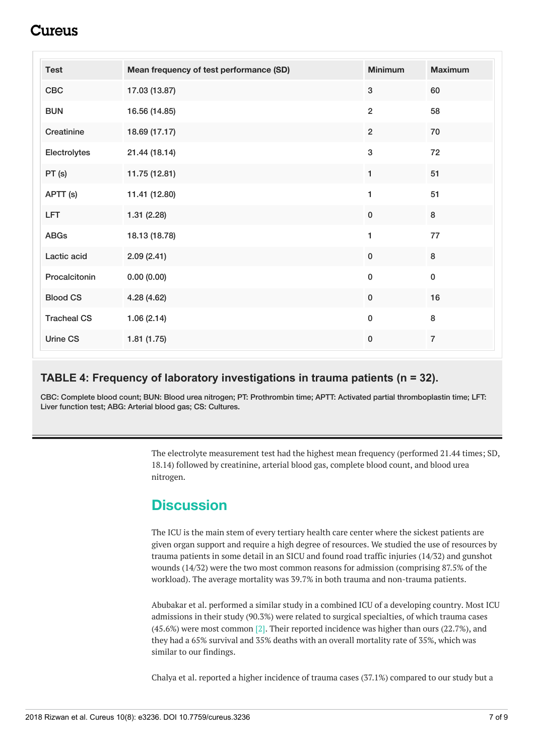| Test | Mean frequency of test performance (SD) | Minimum | Maximum |
|---|---|---|---|
| CBC | 17.03 (13.87) | 3 | 60 |
| BUN | 16.56 (14.85) | 2 | 58 |
| Creatinine | 18.69 (17.17) | 2 | 70 |
| Electrolytes | 21.44 (18.14) | 3 | 72 |
| PT (s) | 11.75 (12.81) | 1 | 51 |
| APTT (s) | 11.41 (12.80) | 1 | 51 |
| LFT | 1.31 (2.28) | 0 | 8 |
| ABGs | 18.13 (18.78) | 1 | 77 |
| Lactic acid | 2.09 (2.41) | 0 | 8 |
| Procalcitonin | 0.00 (0.00) | 0 | 0 |
| Blood CS | 4.28 (4.62) | 0 | 16 |
| Tracheal CS | 1.06 (2.14) | 0 | 8 |
| Urine CS | 1.81 (1.75) | 0 | 7 |

**TABLE 4: Frequency of laboratory investigations in trauma patients (n = 32).**

CBC: Complete blood count; BUN: Blood urea nitrogen; PT: Prothrombin time; APTT: Activated partial thromboplastin time; LFT: Liver function test; ABG: Arterial blood gas; CS: Cultures.

The electrolyte measurement test had the highest mean frequency (performed 21.44 times; SD, 18.14) followed by creatinine, arterial blood gas, complete blood count, and blood urea nitrogen.

## Discussion

The ICU is the main stem of every tertiary health care center where the sickest patients are given organ support and require a high degree of resources. We studied the use of resources by trauma patients in some detail in an SICU and found road traffic injuries (14/32) and gunshot wounds (14/32) were the two most common reasons for admission (comprising 87.5% of the workload). The average mortality was 39.7% in both trauma and non-trauma patients.

Abubakar et al. performed a similar study in a combined ICU of a developing country. Most ICU admissions in their study (90.3%) were related to surgical specialties, of which trauma cases (45.6%) were most common [2]. Their reported incidence was higher than ours (22.7%), and they had a 65% survival and 35% deaths with an overall mortality rate of 35%, which was similar to our findings.

Chalya et al. reported a higher incidence of trauma cases (37.1%) compared to our study but a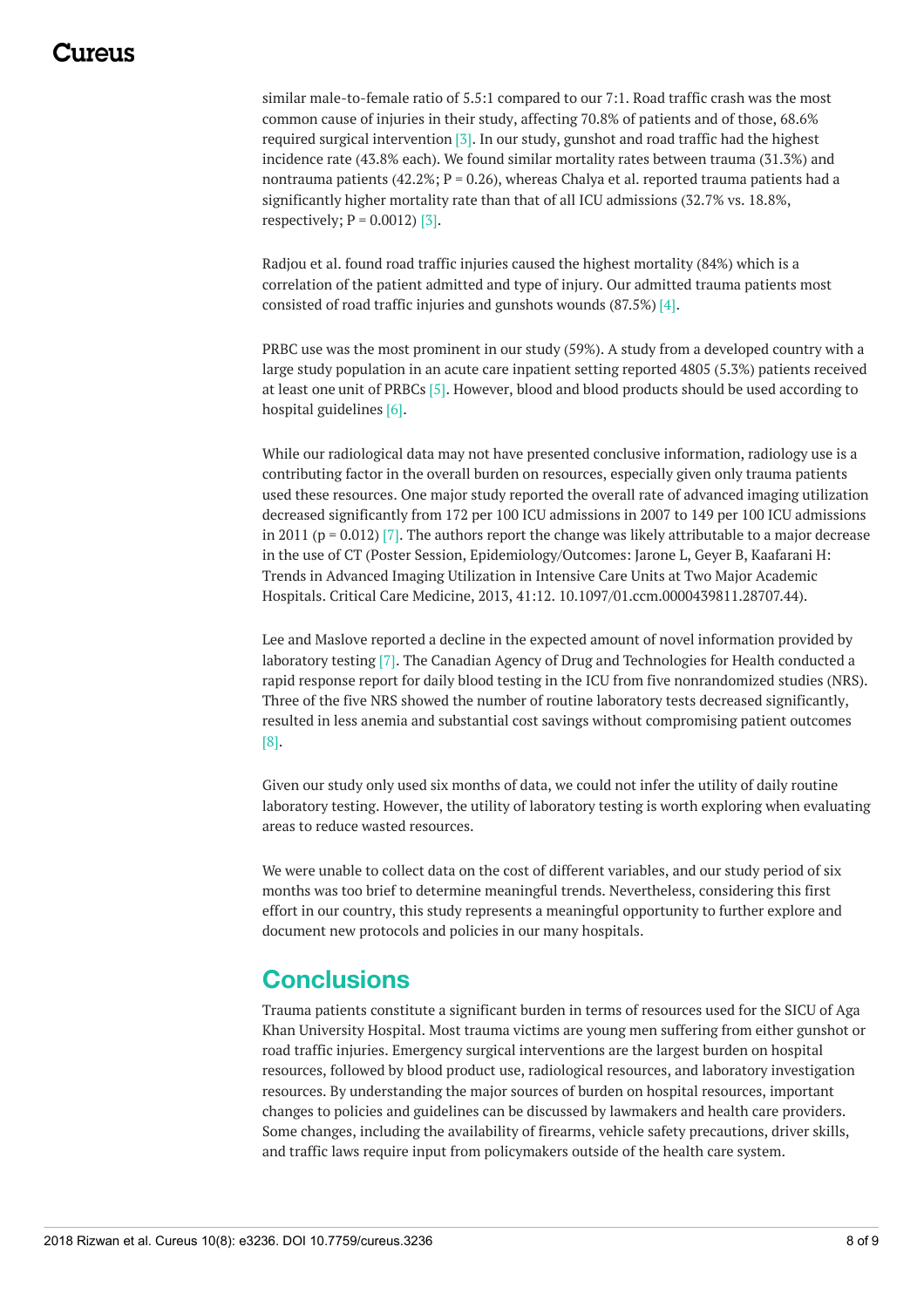similar male-to-female ratio of 5.5:1 compared to our 7:1. Road traffic crash was the most common cause of injuries in their study, affecting 70.8% of patients and of those, 68.6% required surgical intervention [3]. In our study, gunshot and road traffic had the highest incidence rate (43.8% each). We found similar mortality rates between trauma (31.3%) and nontrauma patients (42.2%; P = 0.26), whereas Chalya et al. reported trauma patients had a significantly higher mortality rate than that of all ICU admissions (32.7% vs. 18.8%, respectively; P = 0.0012) [3].

Radjou et al. found road traffic injuries caused the highest mortality (84%) which is a correlation of the patient admitted and type of injury. Our admitted trauma patients most consisted of road traffic injuries and gunshots wounds (87.5%) [4].

PRBC use was the most prominent in our study (59%). A study from a developed country with a large study population in an acute care inpatient setting reported 4805 (5.3%) patients received at least one unit of PRBCs [5]. However, blood and blood products should be used according to hospital guidelines [6].

While our radiological data may not have presented conclusive information, radiology use is a contributing factor in the overall burden on resources, especially given only trauma patients used these resources. One major study reported the overall rate of advanced imaging utilization decreased significantly from 172 per 100 ICU admissions in 2007 to 149 per 100 ICU admissions in 2011 (p = 0.012) [7]. The authors report the change was likely attributable to a major decrease in the use of CT (Poster Session, Epidemiology/Outcomes: Jarone L, Geyer B, Kaafarani H: Trends in Advanced Imaging Utilization in Intensive Care Units at Two Major Academic Hospitals. Critical Care Medicine, 2013, 41:12. 10.1097/01.ccm.0000439811.28707.44).

Lee and Maslove reported a decline in the expected amount of novel information provided by laboratory testing [7]. The Canadian Agency of Drug and Technologies for Health conducted a rapid response report for daily blood testing in the ICU from five nonrandomized studies (NRS). Three of the five NRS showed the number of routine laboratory tests decreased significantly, resulted in less anemia and substantial cost savings without compromising patient outcomes [8].

Given our study only used six months of data, we could not infer the utility of daily routine laboratory testing. However, the utility of laboratory testing is worth exploring when evaluating areas to reduce wasted resources.

We were unable to collect data on the cost of different variables, and our study period of six months was too brief to determine meaningful trends. Nevertheless, considering this first effort in our country, this study represents a meaningful opportunity to further explore and document new protocols and policies in our many hospitals.

## Conclusions

Trauma patients constitute a significant burden in terms of resources used for the SICU of Aga Khan University Hospital. Most trauma victims are young men suffering from either gunshot or road traffic injuries. Emergency surgical interventions are the largest burden on hospital resources, followed by blood product use, radiological resources, and laboratory investigation resources. By understanding the major sources of burden on hospital resources, important changes to policies and guidelines can be discussed by lawmakers and health care providers. Some changes, including the availability of firearms, vehicle safety precautions, driver skills, and traffic laws require input from policymakers outside of the health care system.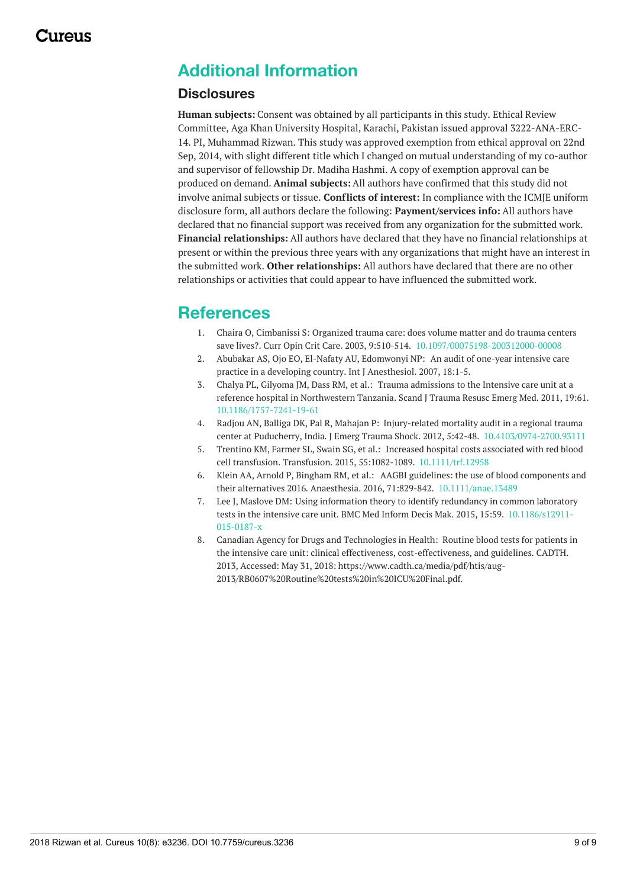# Additional Information

## Disclosures

**Human subjects:** Consent was obtained by all participants in this study. Ethical Review Committee, Aga Khan University Hospital, Karachi, Pakistan issued approval 3222-ANA-ERC-14. PI, Muhammad Rizwan. This study was approved exemption from ethical approval on 22nd Sep, 2014, with slight different title which I changed on mutual understanding of my co-author and supervisor of fellowship Dr. Madiha Hashmi. A copy of exemption approval can be produced on demand. **Animal subjects:** All authors have confirmed that this study did not involve animal subjects or tissue. **Conflicts of interest:** In compliance with the ICMJE uniform disclosure form, all authors declare the following: **Payment/services info:** All authors have declared that no financial support was received from any organization for the submitted work. **Financial relationships:** All authors have declared that they have no financial relationships at present or within the previous three years with any organizations that might have an interest in the submitted work. **Other relationships:** All authors have declared that there are no other relationships or activities that could appear to have influenced the submitted work.

# References

1. Chaira O, Cimbanissi S: Organized trauma care: does volume matter and do trauma centers save lives?. Curr Opin Crit Care. 2003, 9:510-514. 10.1097/00075198-200312000-00008
2. Abubakar AS, Ojo EO, El-Nafaty AU, Edomwonyi NP: An audit of one-year intensive care practice in a developing country. Int J Anesthesiol. 2007, 18:1-5.
3. Chalya PL, Gilyoma JM, Dass RM, et al.: Trauma admissions to the Intensive care unit at a reference hospital in Northwestern Tanzania. Scand J Trauma Resusc Emerg Med. 2011, 19:61. 10.1186/1757-7241-19-61
4. Radjou AN, Balliga DK, Pal R, Mahajan P: Injury-related mortality audit in a regional trauma center at Puducherry, India. J Emerg Trauma Shock. 2012, 5:42-48. 10.4103/0974-2700.93111
5. Trentino KM, Farmer SL, Swain SG, et al.: Increased hospital costs associated with red blood cell transfusion. Transfusion. 2015, 55:1082-1089. 10.1111/trf.12958
6. Klein AA, Arnold P, Bingham RM, et al.: AAGBI guidelines: the use of blood components and their alternatives 2016. Anaesthesia. 2016, 71:829-842. 10.1111/anae.13489
7. Lee J, Maslove DM: Using information theory to identify redundancy in common laboratory tests in the intensive care unit. BMC Med Inform Decis Mak. 2015, 15:59. 10.1186/s12911-015-0187-x
8. Canadian Agency for Drugs and Technologies in Health: Routine blood tests for patients in the intensive care unit: clinical effectiveness, cost-effectiveness, and guidelines. CADTH. 2013, Accessed: May 31, 2018: https://www.cadth.ca/media/pdf/htis/aug-2013/RB0607%20Routine%20tests%20in%20ICU%20Final.pdf.